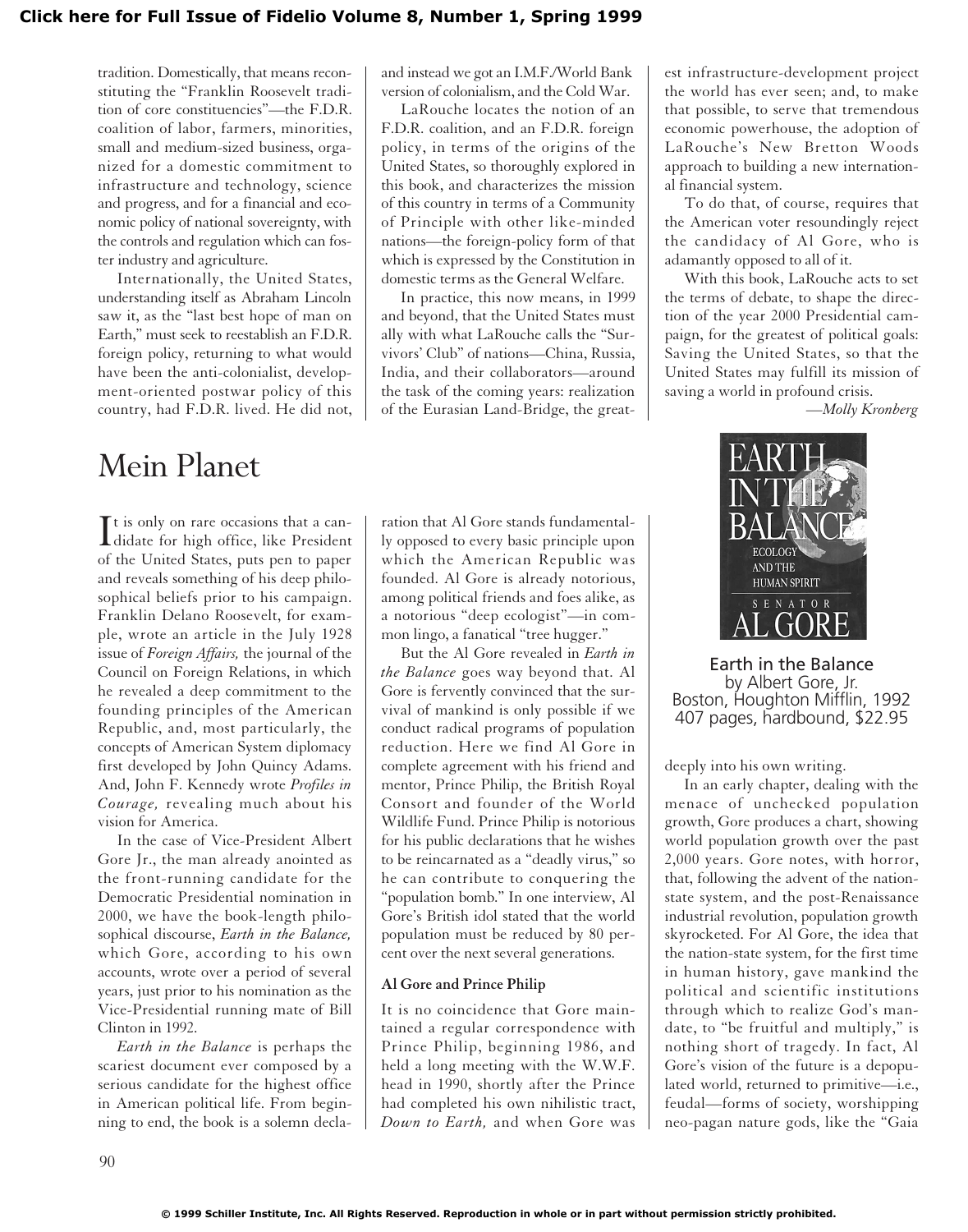tradition. Domestically, that means reconstituting the "Franklin Roosevelt tradition of core constituencies"—the F.D.R. coalition of labor, farmers, minorities, small and medium-sized business, organized for a domestic commitment to infrastructure and technology, science and progress, and for a financial and economic policy of national sovereignty, with the controls and regulation which can foster industry and agriculture.

Internationally, the United States, understanding itself as Abraham Lincoln saw it, as the "last best hope of man on Earth," must seek to reestablish an F.D.R. foreign policy, returning to what would have been the anti-colonialist, development-oriented postwar policy of this country, had F.D.R. lived. He did not, and instead we got an I.M.F./World Bank version of colonialism, and the Cold War.

LaRouche locates the notion of an F.D.R. coalition, and an F.D.R. foreign policy, in terms of the origins of the United States, so thoroughly explored in this book, and characterizes the mission of this country in terms of a Community of Principle with other like-minded nations—the foreign-policy form of that which is expressed by the Constitution in domestic terms as the General Welfare.

In practice, this now means, in 1999 and beyond, that the United States must ally with what LaRouche calls the "Survivors' Club" of nations—China, Russia, India, and their collaborators—around the task of the coming years: realization of the Eurasian Land-Bridge, the greatest infrastructure-development project the world has ever seen; and, to make that possible, to serve that tremendous economic powerhouse, the adoption of LaRouche's New Bretton Woods approach to building a new international financial system.

To do that, of course, requires that the American voter resoundingly reject the candidacy of Al Gore, who is adamantly opposed to all of it.

With this book, LaRouche acts to set the terms of debate, to shape the direction of the year 2000 Presidential campaign, for the greatest of political goals: Saving the United States, so that the United States may fulfill its mission of saving a world in profound crisis.

*—Molly Kronberg*

# Mein Planet

**Earth in the Balance**
by Albert Gore, Jr.
Boston, Houghton Mifflin, 1992
407 pages, hardbound, $22.95

It is only on rare occasions that a candidate for high office, like President of the United States, puts pen to paper and reveals something of his deep philosophical beliefs prior to his campaign. Franklin Delano Roosevelt, for example, wrote an article in the July 1928 issue of *Foreign Affairs,* the journal of the Council on Foreign Relations, in which he revealed a deep commitment to the founding principles of the American Republic, and, most particularly, the concepts of American System diplomacy first developed by John Quincy Adams. And, John F. Kennedy wrote *Profiles in Courage,* revealing much about his vision for America.

In the case of Vice-President Albert Gore Jr., the man already anointed as the front-running candidate for the Democratic Presidential nomination in 2000, we have the book-length philosophical discourse, *Earth in the Balance,* which Gore, according to his own accounts, wrote over a period of several years, just prior to his nomination as the Vice-Presidential running mate of Bill Clinton in 1992.

*Earth in the Balance* is perhaps the scariest document ever composed by a serious candidate for the highest office in American political life. From beginning to end, the book is a solemn declaration that Al Gore stands fundamentally opposed to every basic principle upon which the American Republic was founded. Al Gore is already notorious, among political friends and foes alike, as a notorious "deep ecologist"—in common lingo, a fanatical "tree hugger."

But the Al Gore revealed in *Earth in the Balance* goes way beyond that. Al Gore is fervently convinced that the survival of mankind is only possible if we conduct radical programs of population reduction. Here we find Al Gore in complete agreement with his friend and mentor, Prince Philip, the British Royal Consort and founder of the World Wildlife Fund. Prince Philip is notorious for his public declarations that he wishes to be reincarnated as a "deadly virus," so he can contribute to conquering the "population bomb." In one interview, Al Gore's British idol stated that the world population must be reduced by 80 percent over the next several generations.

### Al Gore and Prince Philip

It is no coincidence that Gore maintained a regular correspondence with Prince Philip, beginning 1986, and held a long meeting with the W.W.F. head in 1990, shortly after the Prince had completed his own nihilistic tract, *Down to Earth,* and when Gore was deeply into his own writing.

In an early chapter, dealing with the menace of unchecked population growth, Gore produces a chart, showing world population growth over the past 2,000 years. Gore notes, with horror, that, following the advent of the nation-state system, and the post-Renaissance industrial revolution, population growth skyrocketed. For Al Gore, the idea that the nation-state system, for the first time in human history, gave mankind the political and scientific institutions through which to realize God's mandate, to "be fruitful and multiply," is nothing short of tragedy. In fact, Al Gore's vision of the future is a depopulated world, returned to primitive—i.e., feudal—forms of society, worshipping neo-pagan nature gods, like the "Gaia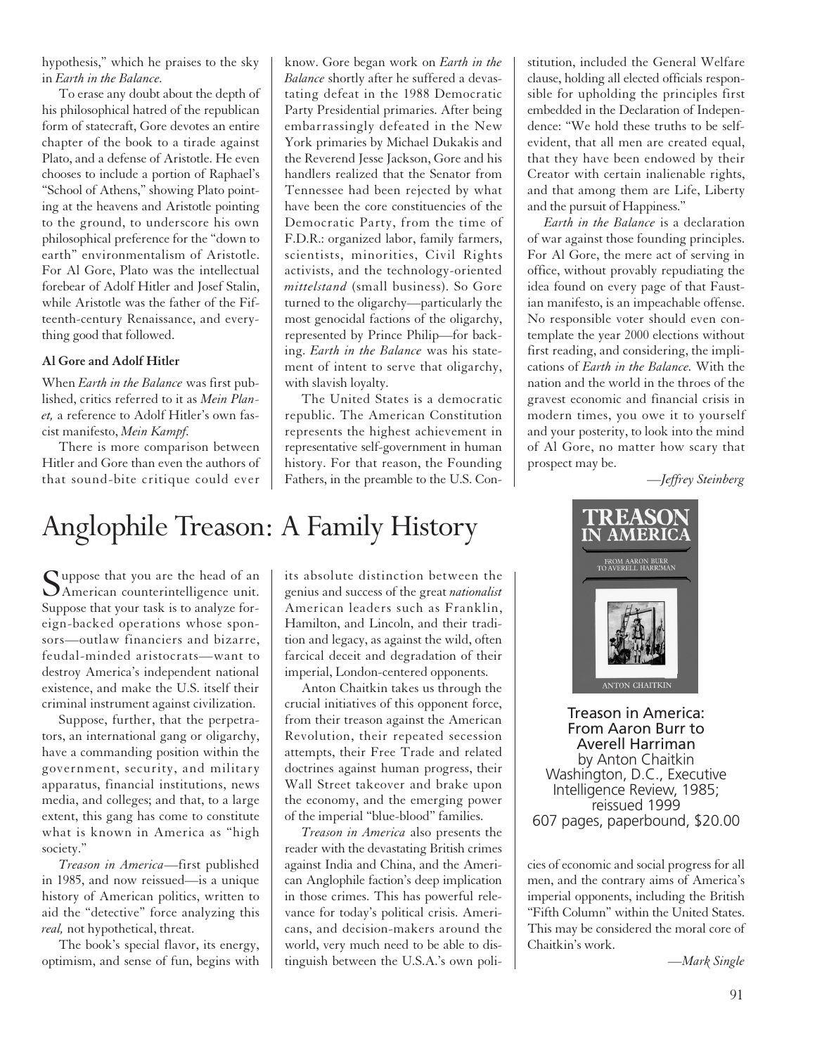hypothesis," which he praises to the sky in *Earth in the Balance.*

To erase any doubt about the depth of his philosophical hatred of the republican form of statecraft, Gore devotes an entire chapter of the book to a tirade against Plato, and a defense of Aristotle. He even chooses to include a portion of Raphael's "School of Athens," showing Plato pointing at the heavens and Aristotle pointing to the ground, to underscore his own philosophical preference for the "down to earth" environmentalism of Aristotle. For Al Gore, Plato was the intellectual forebear of Adolf Hitler and Josef Stalin, while Aristotle was the father of the Fifteenth-century Renaissance, and everything good that followed.

#### Al Gore and Adolf Hitler

When *Earth in the Balance* was first published, critics referred to it as *Mein Planet,* a reference to Adolf Hitler's own fascist manifesto, *Mein Kampf.*

There is more comparison between Hitler and Gore than even the authors of that sound-bite critique could ever know. Gore began work on *Earth in the Balance* shortly after he suffered a devastating defeat in the 1988 Democratic Party Presidential primaries. After being embarrassingly defeated in the New York primaries by Michael Dukakis and the Reverend Jesse Jackson, Gore and his handlers realized that the Senator from Tennessee had been rejected by what have been the core constituencies of the Democratic Party, from the time of F.D.R.: organized labor, family farmers, scientists, minorities, Civil Rights activists, and the technology-oriented *mittelstand* (small business). So Gore turned to the oligarchy—particularly the most genocidal factions of the oligarchy, represented by Prince Philip—for backing. *Earth in the Balance* was his statement of intent to serve that oligarchy, with slavish loyalty.

The United States is a democratic republic. The American Constitution represents the highest achievement in representative self-government in human history. For that reason, the Founding Fathers, in the preamble to the U.S. Constitution, included the General Welfare clause, holding all elected officials responsible for upholding the principles first embedded in the Declaration of Independence: "We hold these truths to be self-evident, that all men are created equal, that they have been endowed by their Creator with certain inalienable rights, and that among them are Life, Liberty and the pursuit of Happiness."

*Earth in the Balance* is a declaration of war against those founding principles. For Al Gore, the mere act of serving in office, without provably repudiating the idea found on every page of that Faustian manifesto, is an impeachable offense. No responsible voter should even contemplate the year 2000 elections without first reading, and considering, the implications of *Earth in the Balance.* With the nation and the world in the throes of the gravest economic and financial crisis in modern times, you owe it to yourself and your posterity, to look into the mind of Al Gore, no matter how scary that prospect may be.

—*Jeffrey Steinberg*

# Anglophile Treason: A Family History

Suppose that you are the head of an American counterintelligence unit. Suppose that your task is to analyze foreign-backed operations whose sponsors—outlaw financiers and bizarre, feudal-minded aristocrats—want to destroy America's independent national existence, and make the U.S. itself their criminal instrument against civilization.

Suppose, further, that the perpetrators, an international gang or oligarchy, have a commanding position within the government, security, and military apparatus, financial institutions, news media, and colleges; and that, to a large extent, this gang has come to constitute what is known in America as "high society."

*Treason in America*—first published in 1985, and now reissued—is a unique history of American politics, written to aid the "detective" force analyzing this *real,* not hypothetical, threat.

The book's special flavor, its energy, optimism, and sense of fun, begins with its absolute distinction between the genius and success of the great *nationalist* American leaders such as Franklin, Hamilton, and Lincoln, and their tradition and legacy, as against the wild, often farcical deceit and degradation of their imperial, London-centered opponents.

Anton Chaitkin takes us through the crucial initiatives of this opponent force, from their treason against the American Revolution, their repeated secession attempts, their Free Trade and related doctrines against human progress, their Wall Street takeover and brake upon the economy, and the emerging power of the imperial "blue-blood" families.

*Treason in America* also presents the reader with the devastating British crimes against India and China, and the American Anglophile faction's deep implication in those crimes. This has powerful relevance for today's political crisis. Americans, and decision-makers around the world, very much need to be able to distinguish between the U.S.A.'s own policies of economic and social progress for all men, and the contrary aims of America's imperial opponents, including the British "Fifth Column" within the United States. This may be considered the moral core of Chaitkin's work.

—*Mark Single*

Treason in America: From Aaron Burr to Averell Harriman
by Anton Chaitkin
Washington, D.C., Executive Intelligence Review, 1985; reissued 1999
607 pages, paperbound, $20.00